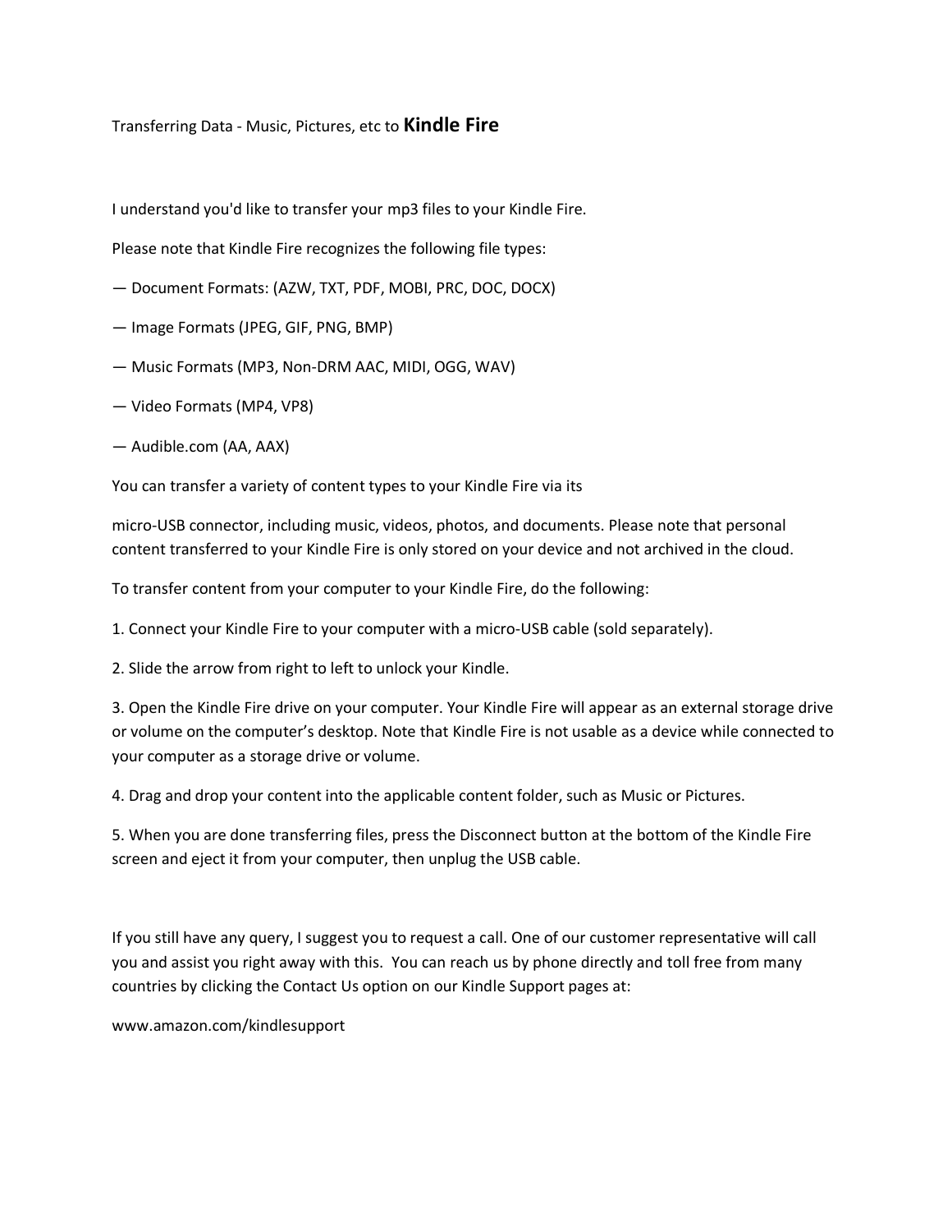Transferring Data - Music, Pictures, etc to **Kindle Fire**

I understand you'd like to transfer your mp3 files to your Kindle Fire.

Please note that Kindle Fire recognizes the following file types:

— Document Formats: (AZW, TXT, PDF, MOBI, PRC, DOC, DOCX)

— Image Formats (JPEG, GIF, PNG, BMP)

— Music Formats (MP3, Non-DRM AAC, MIDI, OGG, WAV)

— Video Formats (MP4, VP8)

— Audible.com (AA, AAX)

You can transfer a variety of content types to your Kindle Fire via its

micro-USB connector, including music, videos, photos, and documents. Please note that personal content transferred to your Kindle Fire is only stored on your device and not archived in the cloud.

To transfer content from your computer to your Kindle Fire, do the following:

1. Connect your Kindle Fire to your computer with a micro-USB cable (sold separately).

2. Slide the arrow from right to left to unlock your Kindle.

3. Open the Kindle Fire drive on your computer. Your Kindle Fire will appear as an external storage drive or volume on the computer's desktop. Note that Kindle Fire is not usable as a device while connected to your computer as a storage drive or volume.

4. Drag and drop your content into the applicable content folder, such as Music or Pictures.

5. When you are done transferring files, press the Disconnect button at the bottom of the Kindle Fire screen and eject it from your computer, then unplug the USB cable.

If you still have any query, I suggest you to request a call. One of our customer representative will call you and assist you right away with this. You can reach us by phone directly and toll free from many countries by clicking the Contact Us option on our Kindle Support pages at:

www.amazon.com/kindlesupport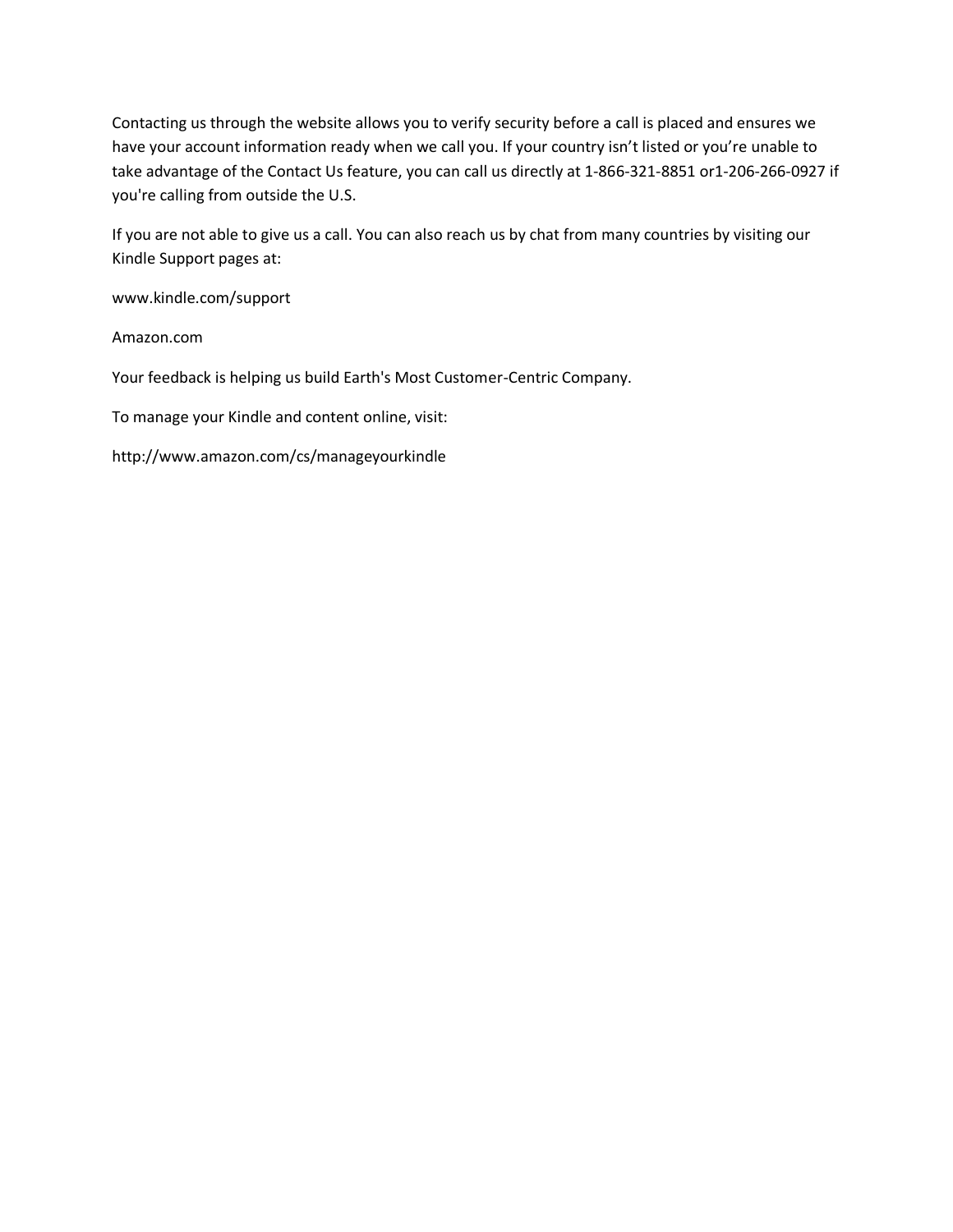Contacting us through the website allows you to verify security before a call is placed and ensures we have your account information ready when we call you. If your country isn’t listed or you’re unable to take advantage of the Contact Us feature, you can call us directly at 1-866-321-8851 or1-206-266-0927 if you're calling from outside the U.S.

If you are not able to give us a call. You can also reach us by chat from many countries by visiting our Kindle Support pages at:

www.kindle.com/support

Amazon.com

Your feedback is helping us build Earth's Most Customer-Centric Company.

To manage your Kindle and content online, visit:

http://www.amazon.com/cs/manageyourkindle